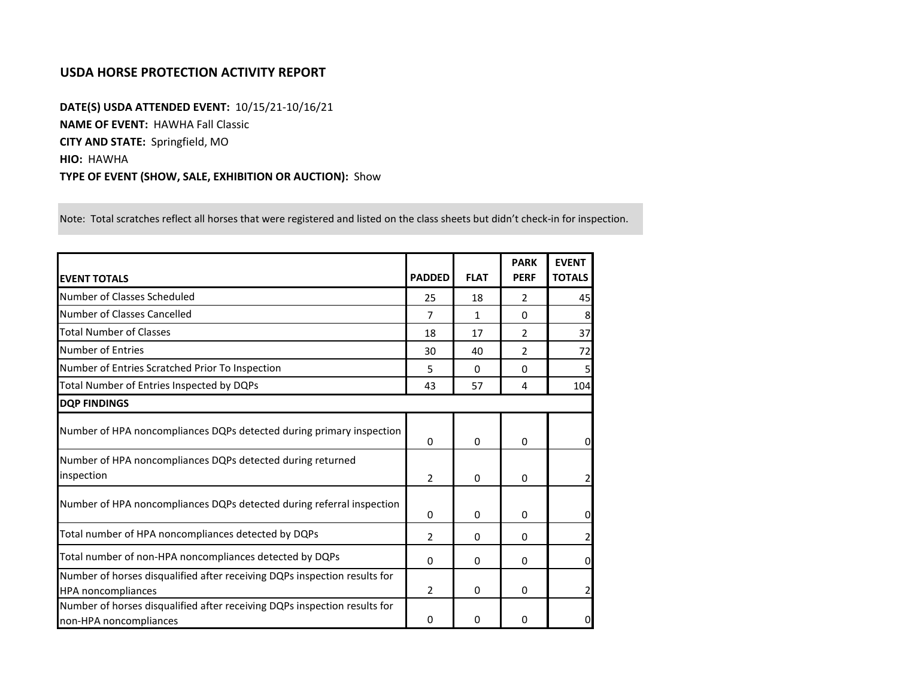# USDA HORSE PROTECTION ACTIVITY REPORT

**DATE(S) USDA ATTENDED EVENT:** 10/15/21-10/16/21

**NAME OF EVENT:** HAWHA Fall Classic

**CITY AND STATE:** Springfield, MO

**HIO:** HAWHA

**TYPE OF EVENT (SHOW, SALE, EXHIBITION OR AUCTION):** Show

Note: Total scratches reflect all horses that were registered and listed on the class sheets but didn't check-in for inspection.

| EVENT TOTALS | PADDED | FLAT | PARK PERF | EVENT TOTALS |
|---|---|---|---|---|
| Number of Classes Scheduled | 25 | 18 | 2 | 45 |
| Number of Classes Cancelled | 7 | 1 | 0 | 8 |
| Total Number of Classes | 18 | 17 | 2 | 37 |
| Number of Entries | 30 | 40 | 2 | 72 |
| Number of Entries Scratched Prior To Inspection | 5 | 0 | 0 | 5 |
| Total Number of Entries Inspected by DQPs | 43 | 57 | 4 | 104 |
| **DQP FINDINGS** | | | | |
| Number of HPA noncompliances DQPs detected during primary inspection | 0 | 0 | 0 | 0 |
| Number of HPA noncompliances DQPs detected during returned inspection | 2 | 0 | 0 | 2 |
| Number of HPA noncompliances DQPs detected during referral inspection | 0 | 0 | 0 | 0 |
| Total number of HPA noncompliances detected by DQPs | 2 | 0 | 0 | 2 |
| Total number of non-HPA noncompliances detected by DQPs | 0 | 0 | 0 | 0 |
| Number of horses disqualified after receiving DQPs inspection results for HPA noncompliances | 2 | 0 | 0 | 2 |
| Number of horses disqualified after receiving DQPs inspection results for non-HPA noncompliances | 0 | 0 | 0 | 0 |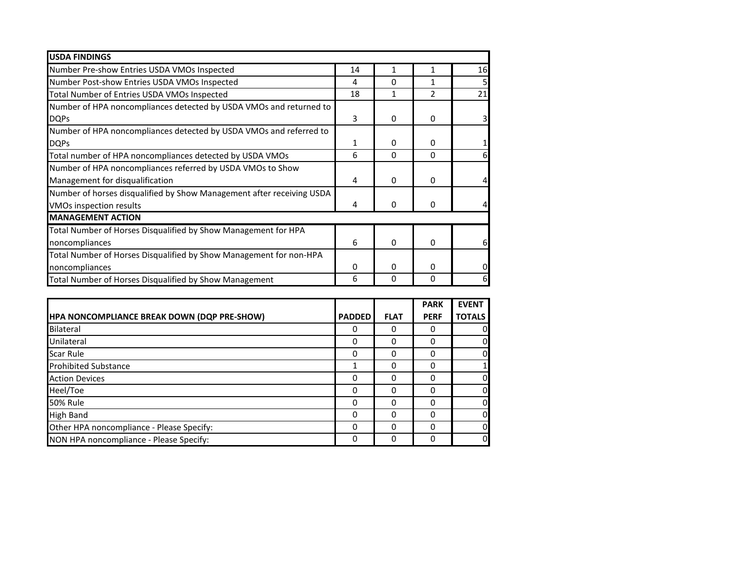| USDA FINDINGS | | | | |
|---|---|---|---|---|
| Number Pre-show Entries USDA VMOs Inspected | 14 | 1 | 1 | 16 |
| Number Post-show Entries USDA VMOs Inspected | 4 | 0 | 1 | 5 |
| Total Number of Entries USDA VMOs Inspected | 18 | 1 | 2 | 21 |
| Number of HPA noncompliances detected by USDA VMOs and returned to DQPs | 3 | 0 | 0 | 3 |
| Number of HPA noncompliances detected by USDA VMOs and referred to DQPs | 1 | 0 | 0 | 1 |
| Total number of HPA noncompliances detected by USDA VMOs | 6 | 0 | 0 | 6 |
| Number of HPA noncompliances referred by USDA VMOs to Show Management for disqualification | 4 | 0 | 0 | 4 |
| Number of horses disqualified by Show Management after receiving USDA VMOs inspection results | 4 | 0 | 0 | 4 |
| **MANAGEMENT ACTION** | | | | |
| Total Number of Horses Disqualified by Show Management for HPA noncompliances | 6 | 0 | 0 | 6 |
| Total Number of Horses Disqualified by Show Management for non-HPA noncompliances | 0 | 0 | 0 | 0 |
| Total Number of Horses Disqualified by Show Management | 6 | 0 | 0 | 6 |

| HPA NONCOMPLIANCE BREAK DOWN (DQP PRE-SHOW) | PADDED | FLAT | PARK PERF | EVENT TOTALS |
|---|---|---|---|---|
| Bilateral | 0 | 0 | 0 | 0 |
| Unilateral | 0 | 0 | 0 | 0 |
| Scar Rule | 0 | 0 | 0 | 0 |
| Prohibited Substance | 1 | 0 | 0 | 1 |
| Action Devices | 0 | 0 | 0 | 0 |
| Heel/Toe | 0 | 0 | 0 | 0 |
| 50% Rule | 0 | 0 | 0 | 0 |
| High Band | 0 | 0 | 0 | 0 |
| Other HPA noncompliance - Please Specify: | 0 | 0 | 0 | 0 |
| NON HPA noncompliance - Please Specify: | 0 | 0 | 0 | 0 |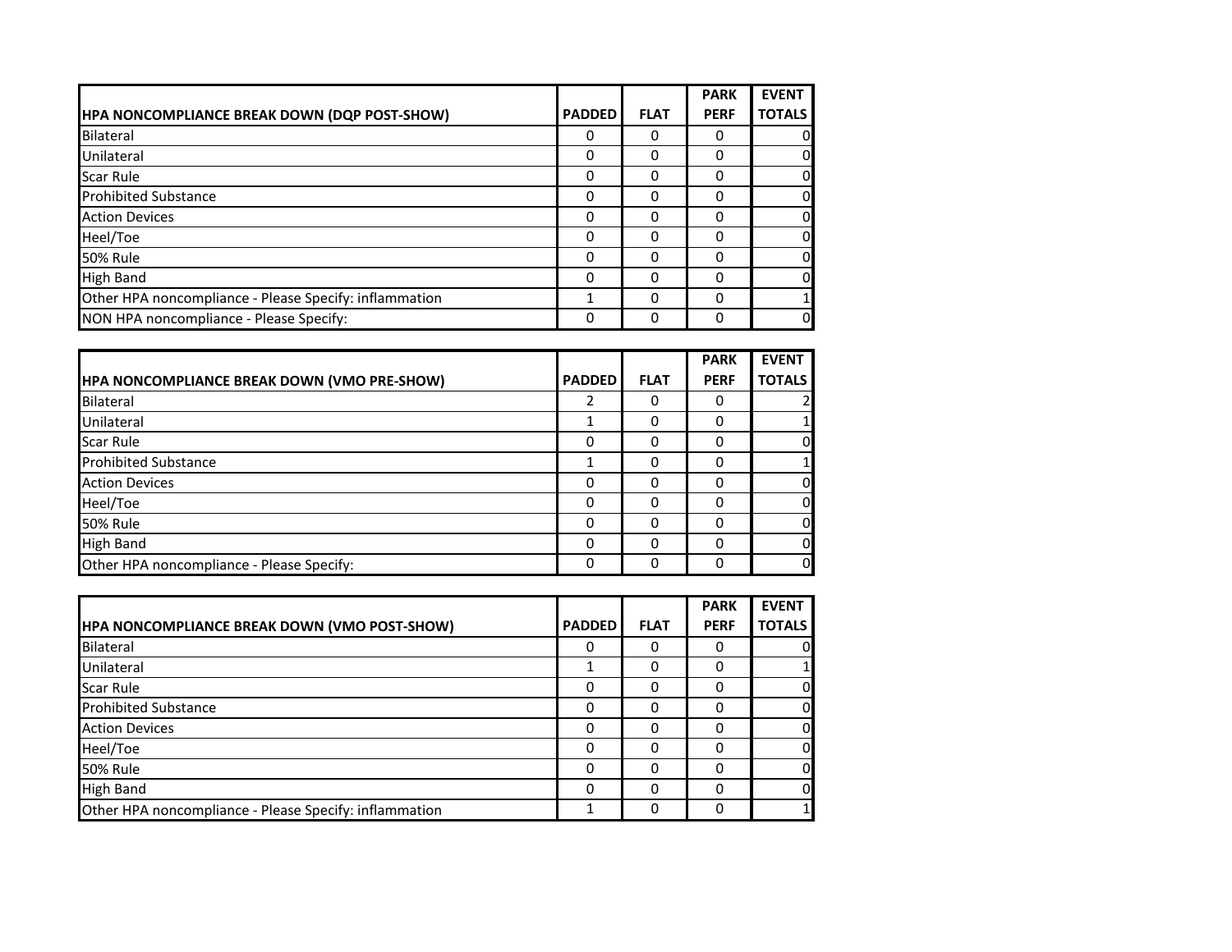| HPA NONCOMPLIANCE BREAK DOWN (DQP POST-SHOW) | PADDED | FLAT | PARK PERF | EVENT TOTALS |
|---|---|---|---|---|
| Bilateral | 0 | 0 | 0 | 0 |
| Unilateral | 0 | 0 | 0 | 0 |
| Scar Rule | 0 | 0 | 0 | 0 |
| Prohibited Substance | 0 | 0 | 0 | 0 |
| Action Devices | 0 | 0 | 0 | 0 |
| Heel/Toe | 0 | 0 | 0 | 0 |
| 50% Rule | 0 | 0 | 0 | 0 |
| High Band | 0 | 0 | 0 | 0 |
| Other HPA noncompliance - Please Specify: inflammation | 1 | 0 | 0 | 1 |
| NON HPA noncompliance - Please Specify: | 0 | 0 | 0 | 0 |

| HPA NONCOMPLIANCE BREAK DOWN (VMO PRE-SHOW) | PADDED | FLAT | PARK PERF | EVENT TOTALS |
|---|---|---|---|---|
| Bilateral | 2 | 0 | 0 | 2 |
| Unilateral | 1 | 0 | 0 | 1 |
| Scar Rule | 0 | 0 | 0 | 0 |
| Prohibited Substance | 1 | 0 | 0 | 1 |
| Action Devices | 0 | 0 | 0 | 0 |
| Heel/Toe | 0 | 0 | 0 | 0 |
| 50% Rule | 0 | 0 | 0 | 0 |
| High Band | 0 | 0 | 0 | 0 |
| Other HPA noncompliance - Please Specify: | 0 | 0 | 0 | 0 |

| HPA NONCOMPLIANCE BREAK DOWN (VMO POST-SHOW) | PADDED | FLAT | PARK PERF | EVENT TOTALS |
|---|---|---|---|---|
| Bilateral | 0 | 0 | 0 | 0 |
| Unilateral | 1 | 0 | 0 | 1 |
| Scar Rule | 0 | 0 | 0 | 0 |
| Prohibited Substance | 0 | 0 | 0 | 0 |
| Action Devices | 0 | 0 | 0 | 0 |
| Heel/Toe | 0 | 0 | 0 | 0 |
| 50% Rule | 0 | 0 | 0 | 0 |
| High Band | 0 | 0 | 0 | 0 |
| Other HPA noncompliance - Please Specify: inflammation | 1 | 0 | 0 | 1 |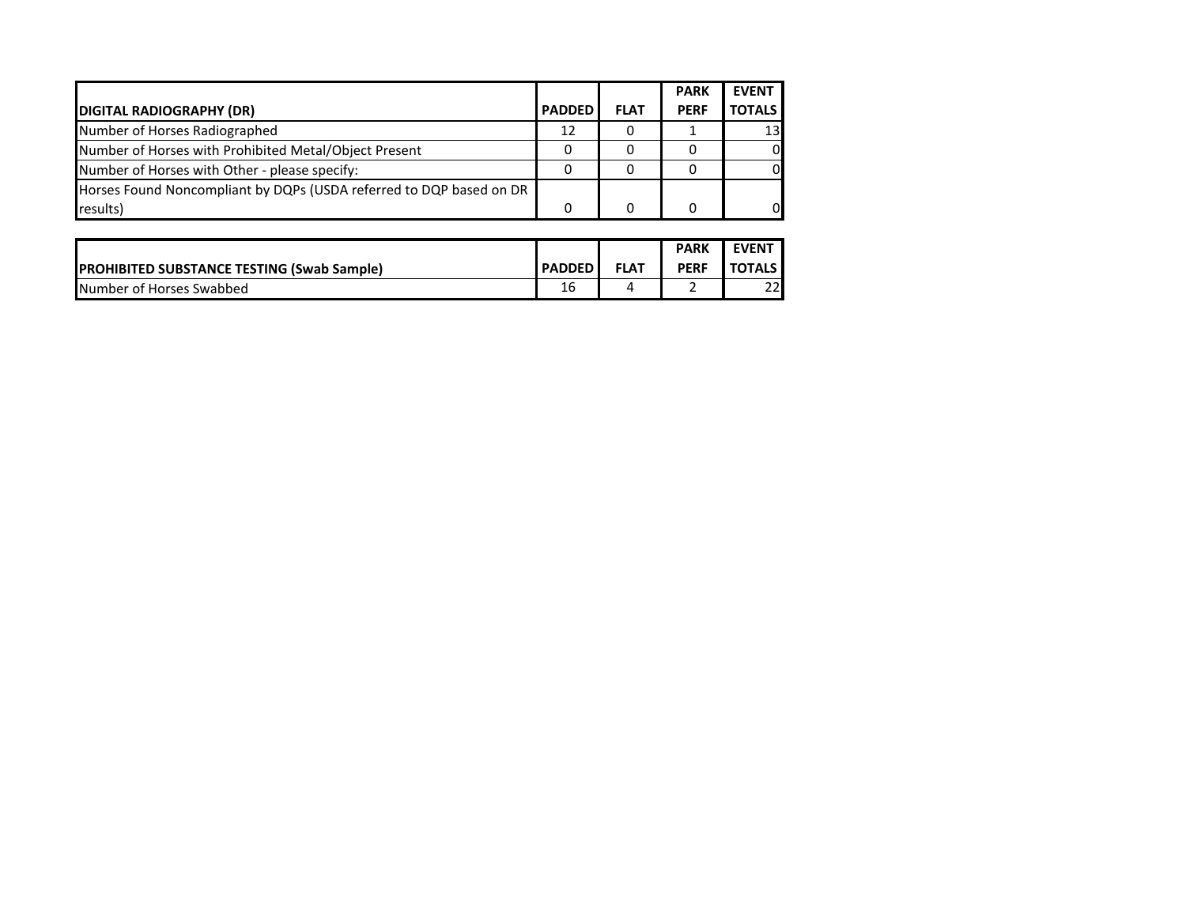| DIGITAL RADIOGRAPHY (DR) | PADDED | FLAT | PARK PERF | EVENT TOTALS |
|---|---|---|---|---|
| Number of Horses Radiographed | 12 | 0 | 1 | 13 |
| Number of Horses with Prohibited Metal/Object Present | 0 | 0 | 0 | 0 |
| Number of Horses with Other - please specify: | 0 | 0 | 0 | 0 |
| Horses Found Noncompliant by DQPs (USDA referred to DQP based on DR results) | 0 | 0 | 0 | 0 |

| PROHIBITED SUBSTANCE TESTING (Swab Sample) | PADDED | FLAT | PARK PERF | EVENT TOTALS |
|---|---|---|---|---|
| Number of Horses Swabbed | 16 | 4 | 2 | 22 |